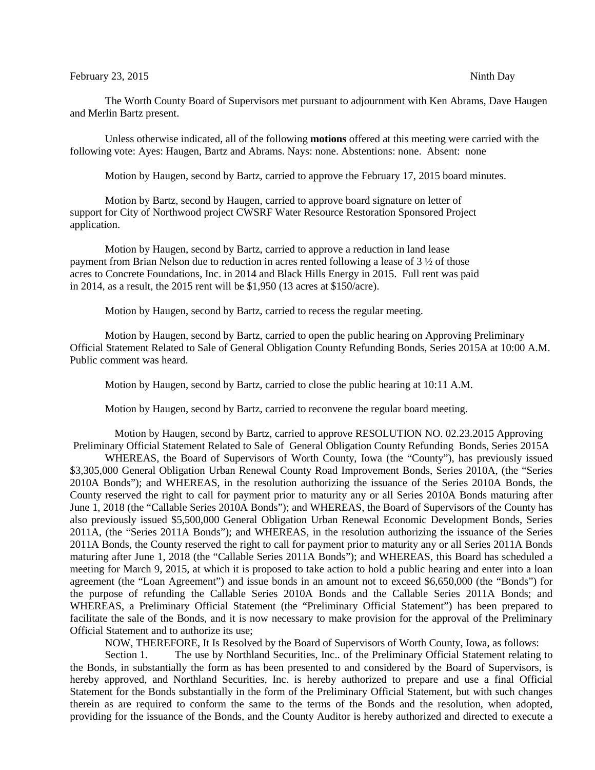February 23, 2015 Ninth Day

The Worth County Board of Supervisors met pursuant to adjournment with Ken Abrams, Dave Haugen and Merlin Bartz present.

Unless otherwise indicated, all of the following **motions** offered at this meeting were carried with the following vote: Ayes: Haugen, Bartz and Abrams. Nays: none. Abstentions: none. Absent: none

Motion by Haugen, second by Bartz, carried to approve the February 17, 2015 board minutes.

Motion by Bartz, second by Haugen, carried to approve board signature on letter of support for City of Northwood project CWSRF Water Resource Restoration Sponsored Project application.

Motion by Haugen, second by Bartz, carried to approve a reduction in land lease payment from Brian Nelson due to reduction in acres rented following a lease of 3 ½ of those acres to Concrete Foundations, Inc. in 2014 and Black Hills Energy in 2015. Full rent was paid in 2014, as a result, the 2015 rent will be $1,950 (13 acres at $150/acre).

Motion by Haugen, second by Bartz, carried to recess the regular meeting.

Motion by Haugen, second by Bartz, carried to open the public hearing on Approving Preliminary Official Statement Related to Sale of General Obligation County Refunding Bonds, Series 2015A at 10:00 A.M. Public comment was heard.

Motion by Haugen, second by Bartz, carried to close the public hearing at 10:11 A.M.

Motion by Haugen, second by Bartz, carried to reconvene the regular board meeting.

Motion by Haugen, second by Bartz, carried to approve RESOLUTION NO. 02.23.2015 Approving Preliminary Official Statement Related to Sale of General Obligation County Refunding Bonds, Series 2015A

WHEREAS, the Board of Supervisors of Worth County, Iowa (the "County"), has previously issued $3,305,000 General Obligation Urban Renewal County Road Improvement Bonds, Series 2010A, (the "Series 2010A Bonds"); and WHEREAS, in the resolution authorizing the issuance of the Series 2010A Bonds, the County reserved the right to call for payment prior to maturity any or all Series 2010A Bonds maturing after June 1, 2018 (the "Callable Series 2010A Bonds"); and WHEREAS, the Board of Supervisors of the County has also previously issued $5,500,000 General Obligation Urban Renewal Economic Development Bonds, Series 2011A, (the "Series 2011A Bonds"); and WHEREAS, in the resolution authorizing the issuance of the Series 2011A Bonds, the County reserved the right to call for payment prior to maturity any or all Series 2011A Bonds maturing after June 1, 2018 (the "Callable Series 2011A Bonds"); and WHEREAS, this Board has scheduled a meeting for March 9, 2015, at which it is proposed to take action to hold a public hearing and enter into a loan agreement (the "Loan Agreement") and issue bonds in an amount not to exceed $6,650,000 (the "Bonds") for the purpose of refunding the Callable Series 2010A Bonds and the Callable Series 2011A Bonds; and WHEREAS, a Preliminary Official Statement (the "Preliminary Official Statement") has been prepared to facilitate the sale of the Bonds, and it is now necessary to make provision for the approval of the Preliminary Official Statement and to authorize its use;

NOW, THEREFORE, It Is Resolved by the Board of Supervisors of Worth County, Iowa, as follows:

Section 1. The use by Northland Securities, Inc.. of the Preliminary Official Statement relating to the Bonds, in substantially the form as has been presented to and considered by the Board of Supervisors, is hereby approved, and Northland Securities, Inc. is hereby authorized to prepare and use a final Official Statement for the Bonds substantially in the form of the Preliminary Official Statement, but with such changes therein as are required to conform the same to the terms of the Bonds and the resolution, when adopted, providing for the issuance of the Bonds, and the County Auditor is hereby authorized and directed to execute a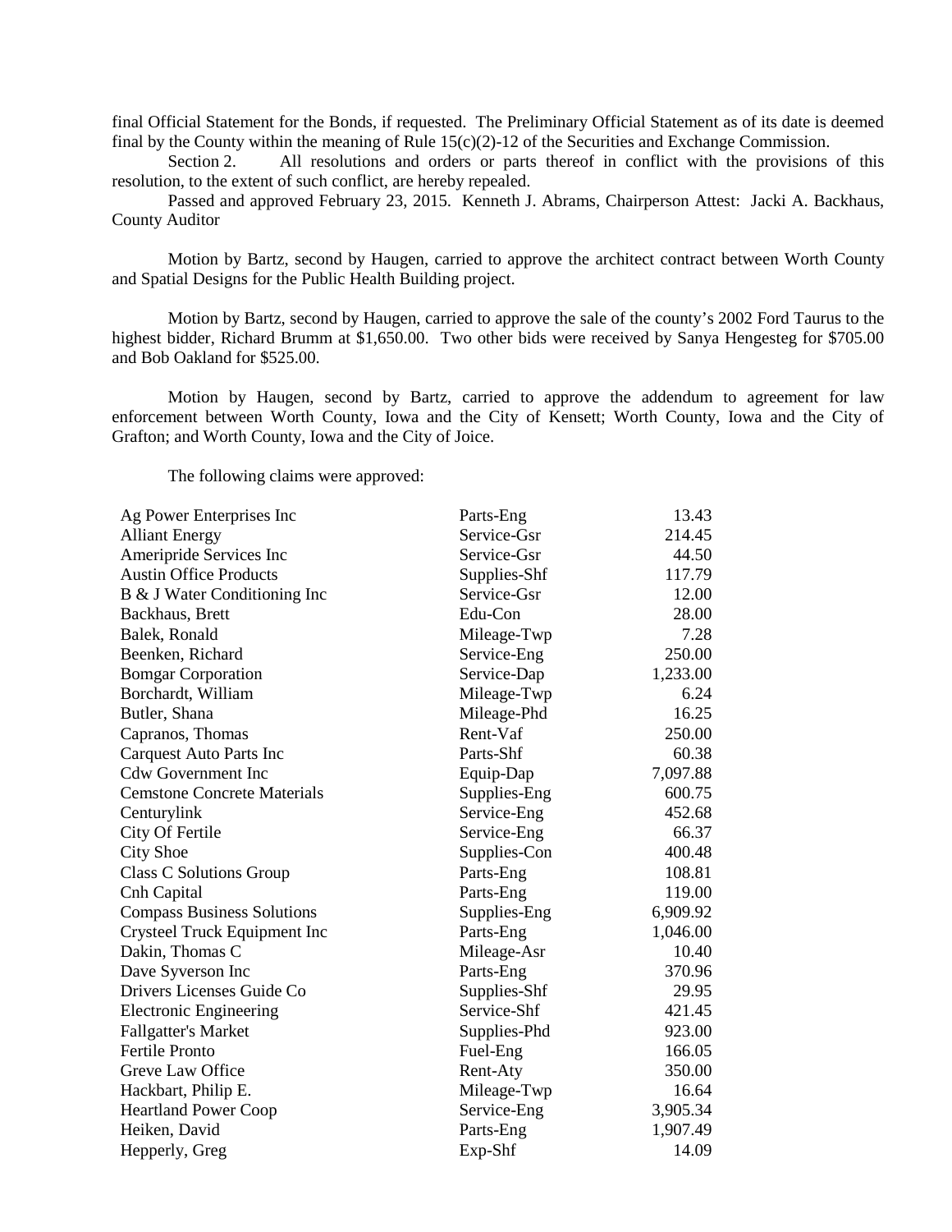final Official Statement for the Bonds, if requested. The Preliminary Official Statement as of its date is deemed final by the County within the meaning of Rule 15(c)(2)-12 of the Securities and Exchange Commission.

Section 2. All resolutions and orders or parts thereof in conflict with the provisions of this resolution, to the extent of such conflict, are hereby repealed.

Passed and approved February 23, 2015. Kenneth J. Abrams, Chairperson Attest: Jacki A. Backhaus, County Auditor

Motion by Bartz, second by Haugen, carried to approve the architect contract between Worth County and Spatial Designs for the Public Health Building project.

Motion by Bartz, second by Haugen, carried to approve the sale of the county's 2002 Ford Taurus to the highest bidder, Richard Brumm at $1,650.00. Two other bids were received by Sanya Hengesteg for $705.00 and Bob Oakland for $525.00.

Motion by Haugen, second by Bartz, carried to approve the addendum to agreement for law enforcement between Worth County, Iowa and the City of Kensett; Worth County, Iowa and the City of Grafton; and Worth County, Iowa and the City of Joice.

The following claims were approved:

| | | |
|---|---|---|
| Ag Power Enterprises Inc | Parts-Eng | 13.43 |
| Alliant Energy | Service-Gsr | 214.45 |
| Ameripride Services Inc | Service-Gsr | 44.50 |
| Austin Office Products | Supplies-Shf | 117.79 |
| B & J Water Conditioning Inc | Service-Gsr | 12.00 |
| Backhaus, Brett | Edu-Con | 28.00 |
| Balek, Ronald | Mileage-Twp | 7.28 |
| Beenken, Richard | Service-Eng | 250.00 |
| Bomgar Corporation | Service-Dap | 1,233.00 |
| Borchardt, William | Mileage-Twp | 6.24 |
| Butler, Shana | Mileage-Phd | 16.25 |
| Capranos, Thomas | Rent-Vaf | 250.00 |
| Carquest Auto Parts Inc | Parts-Shf | 60.38 |
| Cdw Government Inc | Equip-Dap | 7,097.88 |
| Cemstone Concrete Materials | Supplies-Eng | 600.75 |
| Centurylink | Service-Eng | 452.68 |
| City Of Fertile | Service-Eng | 66.37 |
| City Shoe | Supplies-Con | 400.48 |
| Class C Solutions Group | Parts-Eng | 108.81 |
| Cnh Capital | Parts-Eng | 119.00 |
| Compass Business Solutions | Supplies-Eng | 6,909.92 |
| Crysteel Truck Equipment Inc | Parts-Eng | 1,046.00 |
| Dakin, Thomas C | Mileage-Asr | 10.40 |
| Dave Syverson Inc | Parts-Eng | 370.96 |
| Drivers Licenses Guide Co | Supplies-Shf | 29.95 |
| Electronic Engineering | Service-Shf | 421.45 |
| Fallgatter's Market | Supplies-Phd | 923.00 |
| Fertile Pronto | Fuel-Eng | 166.05 |
| Greve Law Office | Rent-Aty | 350.00 |
| Hackbart, Philip E. | Mileage-Twp | 16.64 |
| Heartland Power Coop | Service-Eng | 3,905.34 |
| Heiken, David | Parts-Eng | 1,907.49 |
| Hepperly, Greg | Exp-Shf | 14.09 |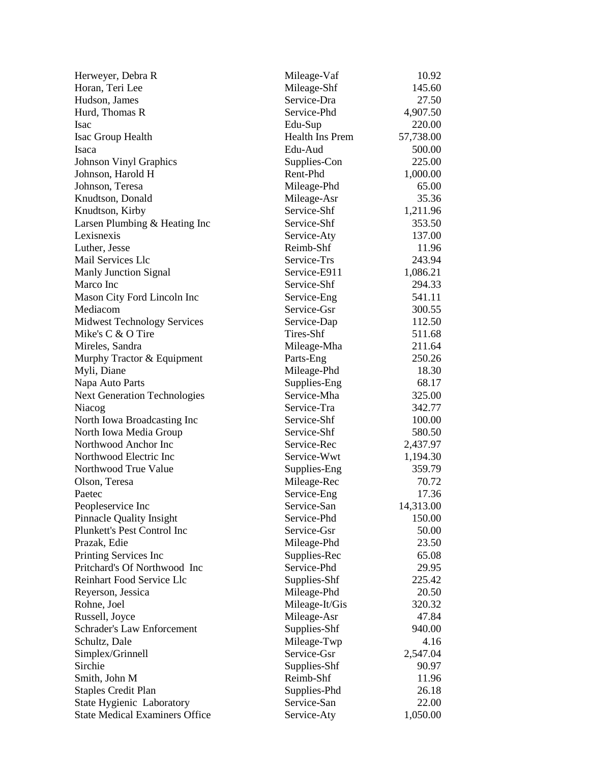| | | |
|---|---|---|
| Herweyer, Debra R | Mileage-Vaf | 10.92 |
| Horan, Teri Lee | Mileage-Shf | 145.60 |
| Hudson, James | Service-Dra | 27.50 |
| Hurd, Thomas R | Service-Phd | 4,907.50 |
| Isac | Edu-Sup | 220.00 |
| Isac Group Health | Health Ins Prem | 57,738.00 |
| Isaca | Edu-Aud | 500.00 |
| Johnson Vinyl Graphics | Supplies-Con | 225.00 |
| Johnson, Harold H | Rent-Phd | 1,000.00 |
| Johnson, Teresa | Mileage-Phd | 65.00 |
| Knudtson, Donald | Mileage-Asr | 35.36 |
| Knudtson, Kirby | Service-Shf | 1,211.96 |
| Larsen Plumbing & Heating Inc | Service-Shf | 353.50 |
| Lexisnexis | Service-Aty | 137.00 |
| Luther, Jesse | Reimb-Shf | 11.96 |
| Mail Services Llc | Service-Trs | 243.94 |
| Manly Junction Signal | Service-E911 | 1,086.21 |
| Marco Inc | Service-Shf | 294.33 |
| Mason City Ford Lincoln Inc | Service-Eng | 541.11 |
| Mediacom | Service-Gsr | 300.55 |
| Midwest Technology Services | Service-Dap | 112.50 |
| Mike's C & O Tire | Tires-Shf | 511.68 |
| Mireles, Sandra | Mileage-Mha | 211.64 |
| Murphy Tractor & Equipment | Parts-Eng | 250.26 |
| Myli, Diane | Mileage-Phd | 18.30 |
| Napa Auto Parts | Supplies-Eng | 68.17 |
| Next Generation Technologies | Service-Mha | 325.00 |
| Niacog | Service-Tra | 342.77 |
| North Iowa Broadcasting Inc | Service-Shf | 100.00 |
| North Iowa Media Group | Service-Shf | 580.50 |
| Northwood Anchor Inc | Service-Rec | 2,437.97 |
| Northwood Electric Inc | Service-Wwt | 1,194.30 |
| Northwood True Value | Supplies-Eng | 359.79 |
| Olson, Teresa | Mileage-Rec | 70.72 |
| Paetec | Service-Eng | 17.36 |
| Peopleservice Inc | Service-San | 14,313.00 |
| Pinnacle Quality Insight | Service-Phd | 150.00 |
| Plunkett's Pest Control Inc | Service-Gsr | 50.00 |
| Prazak, Edie | Mileage-Phd | 23.50 |
| Printing Services Inc | Supplies-Rec | 65.08 |
| Pritchard's Of Northwood Inc | Service-Phd | 29.95 |
| Reinhart Food Service Llc | Supplies-Shf | 225.42 |
| Reyerson, Jessica | Mileage-Phd | 20.50 |
| Rohne, Joel | Mileage-It/Gis | 320.32 |
| Russell, Joyce | Mileage-Asr | 47.84 |
| Schrader's Law Enforcement | Supplies-Shf | 940.00 |
| Schultz, Dale | Mileage-Twp | 4.16 |
| Simplex/Grinnell | Service-Gsr | 2,547.04 |
| Sirchie | Supplies-Shf | 90.97 |
| Smith, John M | Reimb-Shf | 11.96 |
| Staples Credit Plan | Supplies-Phd | 26.18 |
| State Hygienic Laboratory | Service-San | 22.00 |
| State Medical Examiners Office | Service-Aty | 1,050.00 |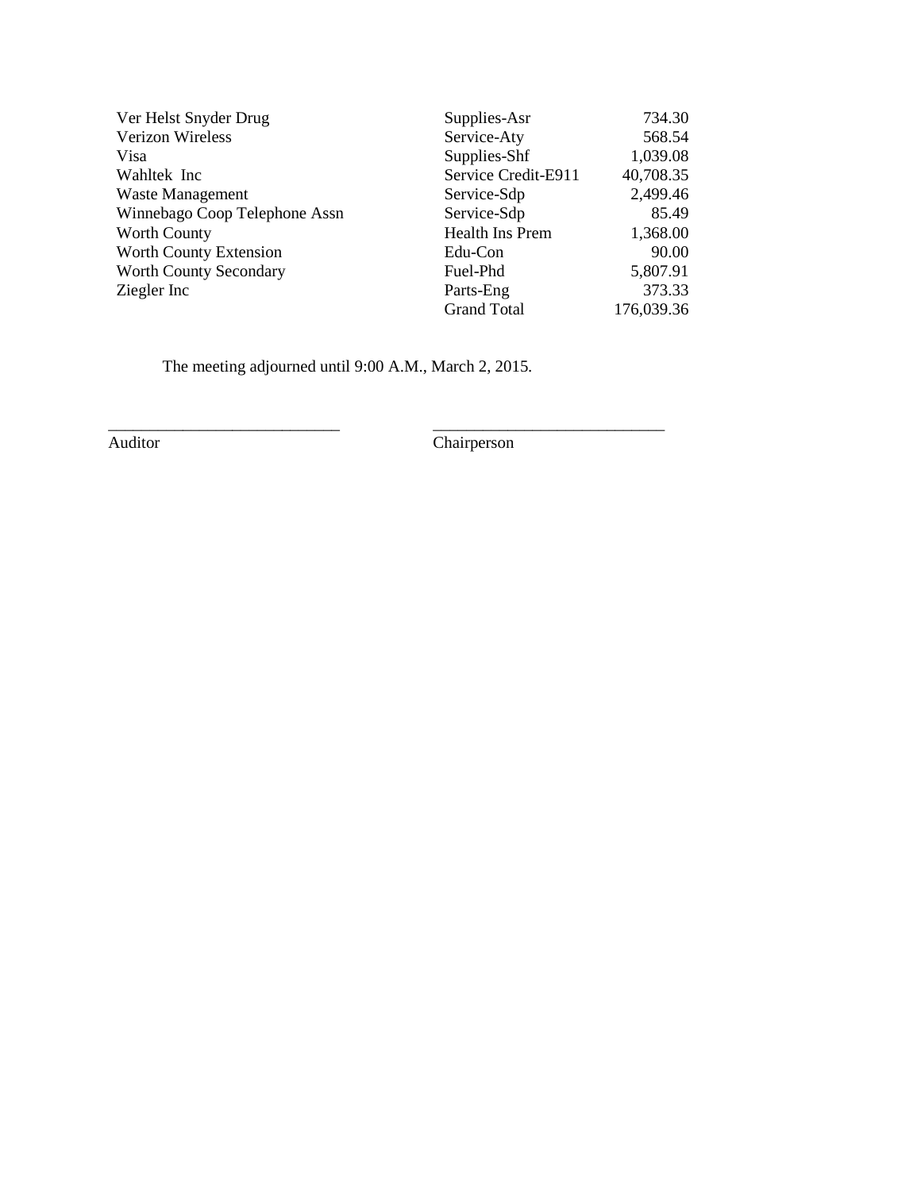| | | |
|---|---|---|
| Ver Helst Snyder Drug | Supplies-Asr | 734.30 |
| Verizon Wireless | Service-Aty | 568.54 |
| Visa | Supplies-Shf | 1,039.08 |
| Wahltek Inc | Service Credit-E911 | 40,708.35 |
| Waste Management | Service-Sdp | 2,499.46 |
| Winnebago Coop Telephone Assn | Service-Sdp | 85.49 |
| Worth County | Health Ins Prem | 1,368.00 |
| Worth County Extension | Edu-Con | 90.00 |
| Worth County Secondary | Fuel-Phd | 5,807.91 |
| Ziegler Inc | Parts-Eng | 373.33 |
| | Grand Total | 176,039.36 |

The meeting adjourned until 9:00 A.M., March 2, 2015.

\_\_\_\_\_\_\_\_\_\_\_\_\_\_\_\_\_\_\_\_\_\_\_\_\_\_\_\_ \_\_\_\_\_\_\_\_\_\_\_\_\_\_\_\_\_\_\_\_\_\_\_\_\_\_\_\_

Auditor Chairperson